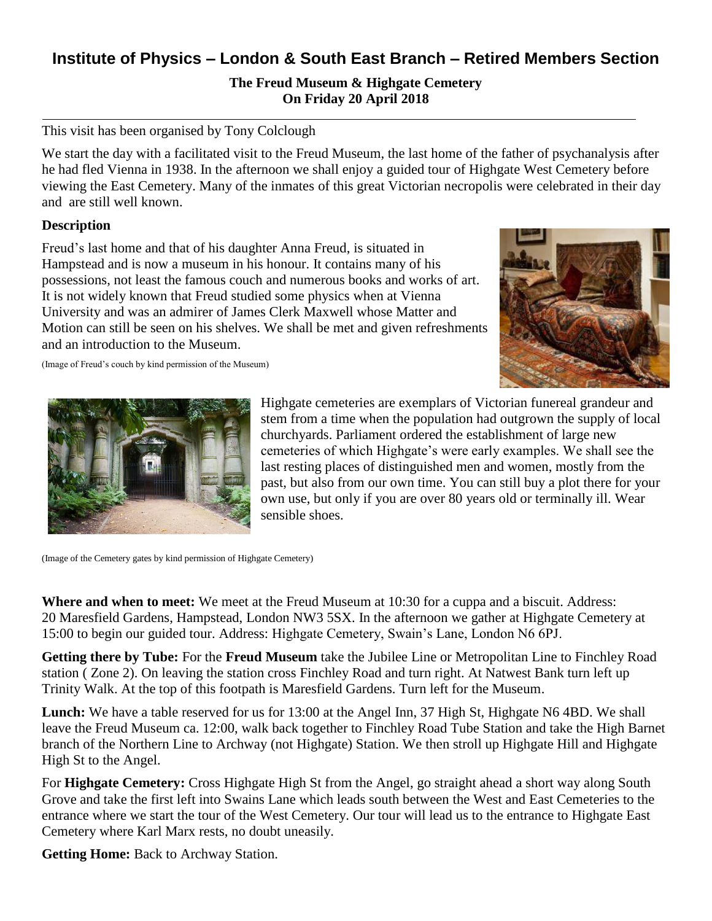# Institute of Physics – London & South East Branch – Retired Members Section

**The Freud Museum & Highgate Cemetery**
**On Friday 20 April 2018**

This visit has been organised by Tony Colclough

We start the day with a facilitated visit to the Freud Museum, the last home of the father of psychanalysis after he had fled Vienna in 1938. In the afternoon we shall enjoy a guided tour of Highgate West Cemetery before viewing the East Cemetery. Many of the inmates of this great Victorian necropolis were celebrated in their day and are still well known.

## Description

Freud's last home and that of his daughter Anna Freud, is situated in Hampstead and is now a museum in his honour. It contains many of his possessions, not least the famous couch and numerous books and works of art. It is not widely known that Freud studied some physics when at Vienna University and was an admirer of James Clerk Maxwell whose Matter and Motion can still be seen on his shelves. We shall be met and given refreshments and an introduction to the Museum.

(Image of Freud's couch by kind permission of the Museum)

Highgate cemeteries are exemplars of Victorian funereal grandeur and stem from a time when the population had outgrown the supply of local churchyards. Parliament ordered the establishment of large new cemeteries of which Highgate's were early examples. We shall see the last resting places of distinguished men and women, mostly from the past, but also from our own time. You can still buy a plot there for your own use, but only if you are over 80 years old or terminally ill. Wear sensible shoes.

(Image of the Cemetery gates by kind permission of Highgate Cemetery)

**Where and when to meet:** We meet at the Freud Museum at 10:30 for a cuppa and a biscuit. Address: 20 Maresfield Gardens, Hampstead, London NW3 5SX. In the afternoon we gather at Highgate Cemetery at 15:00 to begin our guided tour. Address: Highgate Cemetery, Swain's Lane, London N6 6PJ.

**Getting there by Tube:** For the **Freud Museum** take the Jubilee Line or Metropolitan Line to Finchley Road station ( Zone 2). On leaving the station cross Finchley Road and turn right. At Natwest Bank turn left up Trinity Walk. At the top of this footpath is Maresfield Gardens. Turn left for the Museum.

**Lunch:** We have a table reserved for us for 13:00 at the Angel Inn, 37 High St, Highgate N6 4BD. We shall leave the Freud Museum ca. 12:00, walk back together to Finchley Road Tube Station and take the High Barnet branch of the Northern Line to Archway (not Highgate) Station. We then stroll up Highgate Hill and Highgate High St to the Angel.

For **Highgate Cemetery:** Cross Highgate High St from the Angel, go straight ahead a short way along South Grove and take the first left into Swains Lane which leads south between the West and East Cemeteries to the entrance where we start the tour of the West Cemetery. Our tour will lead us to the entrance to Highgate East Cemetery where Karl Marx rests, no doubt uneasily.

**Getting Home:** Back to Archway Station.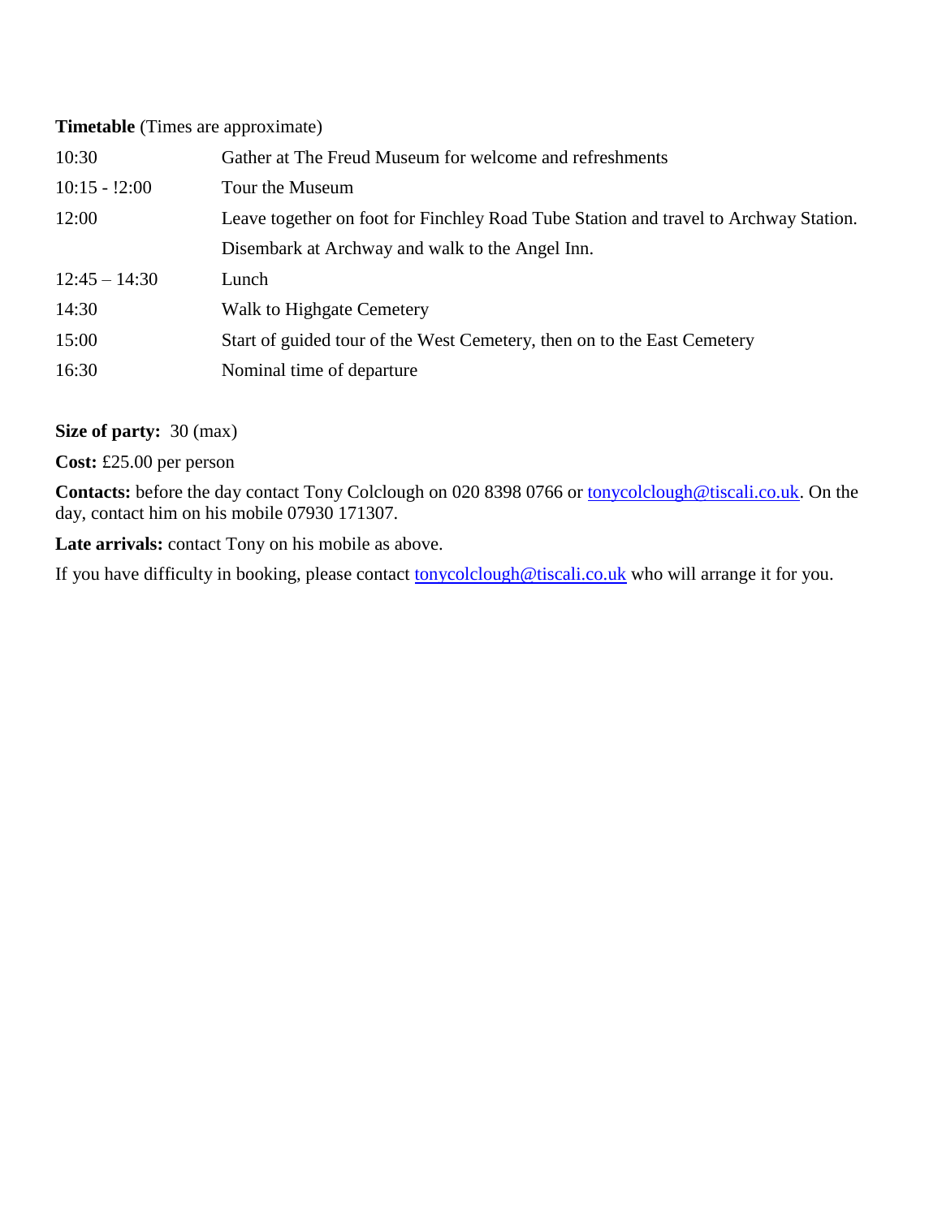**Timetable** (Times are approximate)

| | |
|---|---|
| 10:30 | Gather at The Freud Museum for welcome and refreshments |
| 10:15 - !2:00 | Tour the Museum |
| 12:00 | Leave together on foot for Finchley Road Tube Station and travel to Archway Station. |
| | Disembark at Archway and walk to the Angel Inn. |
| 12:45 – 14:30 | Lunch |
| 14:30 | Walk to Highgate Cemetery |
| 15:00 | Start of guided tour of the West Cemetery, then on to the East Cemetery |
| 16:30 | Nominal time of departure |

**Size of party:** 30 (max)

**Cost:** £25.00 per person

**Contacts:** before the day contact Tony Colclough on 020 8398 0766 or tonycolclough@tiscali.co.uk. On the day, contact him on his mobile 07930 171307.

**Late arrivals:** contact Tony on his mobile as above.

If you have difficulty in booking, please contact tonycolclough@tiscali.co.uk who will arrange it for you.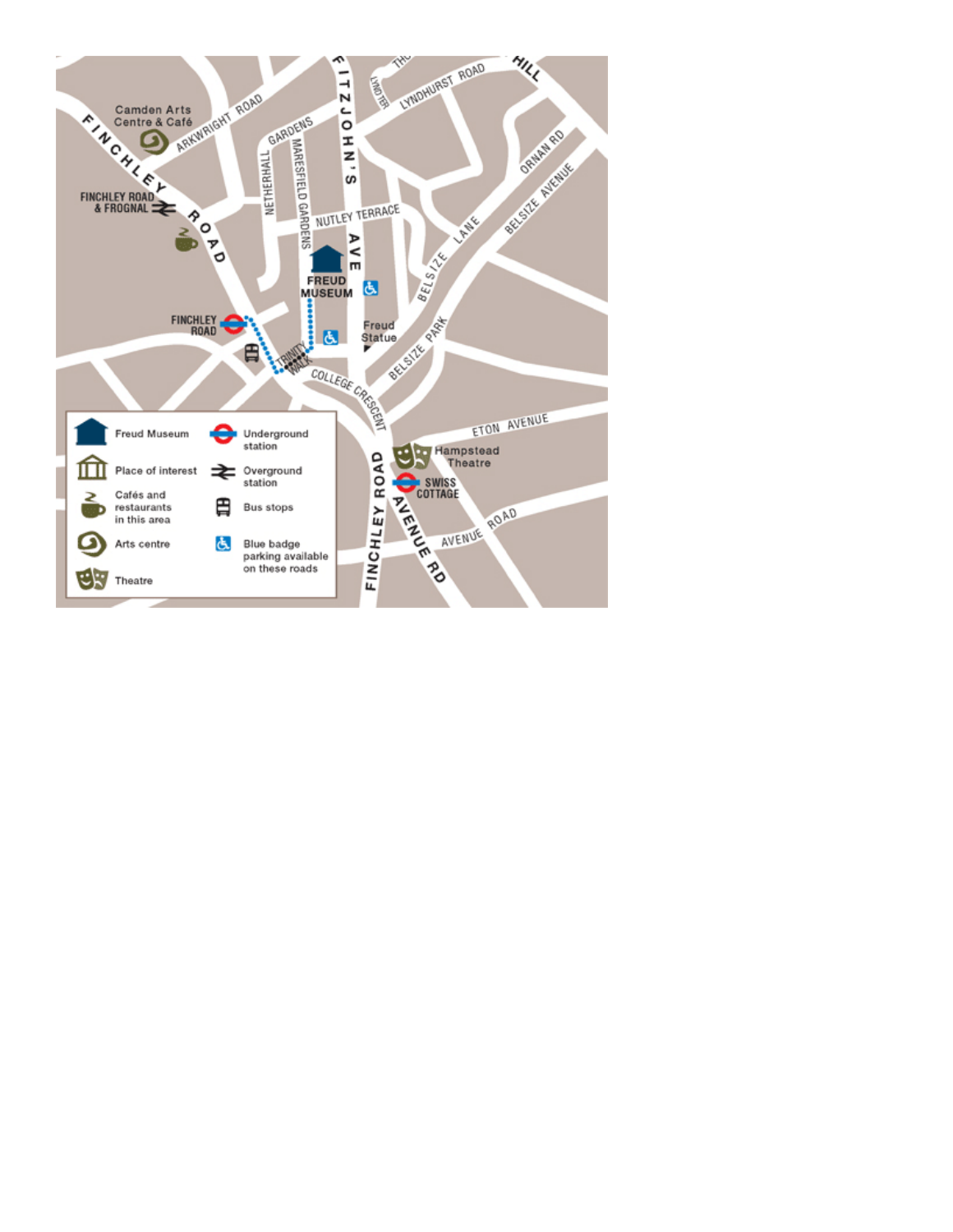Camden Arts Centre & Café

FINCHLEY ROAD

ARKWRIGHT ROAD

FINCHLEY ROAD & FROGNAL

NETHERHALL GARDENS

MARESFIELD GARDENS

FITZJOHN'S AVE

LYNDHURST ROAD

LYND TER

HILL

NUTLEY TERRACE

FREUD MUSEUM

FINCHLEY ROAD

Freud Statue

TRINITY WALK

COLLEGE CRESCENT

BELSIZE LANE

BELSIZE PARK

BELSIZE AVENUE

ORNAN RD

ETON AVENUE

Hampstead Theatre

SWISS COTTAGE

FINCHLEY ROAD

AVENUE RD

AVENUE ROAD

Freud Museum

Place of interest

Cafés and restaurants in this area

Arts centre

Theatre

Underground station

Overground station

Bus stops

Blue badge parking available on these roads